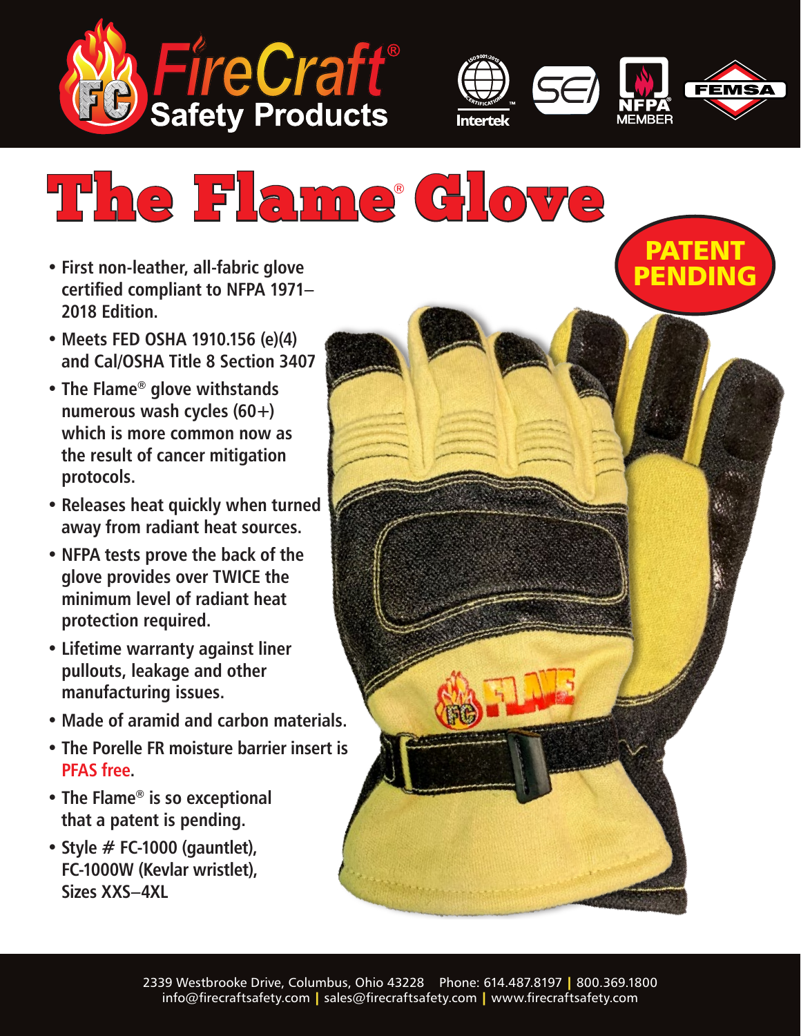FireCraft® Safety Products

# The Flame® Glove

**PATENT PENDING**

- **First non-leather, all-fabric glove certified compliant to NFPA 1971–2018 Edition.**
- **Meets FED OSHA 1910.156 (e)(4) and Cal/OSHA Title 8 Section 3407**
- **The Flame® glove withstands numerous wash cycles (60+) which is more common now as the result of cancer mitigation protocols.**
- **Releases heat quickly when turned away from radiant heat sources.**
- **NFPA tests prove the back of the glove provides over TWICE the minimum level of radiant heat protection required.**
- **Lifetime warranty against liner pullouts, leakage and other manufacturing issues.**
- **Made of aramid and carbon materials.**
- **The Porelle FR moisture barrier insert is PFAS free.**
- **The Flame® is so exceptional that a patent is pending.**
- **Style # FC-1000 (gauntlet), FC-1000W (Kevlar wristlet), Sizes XXS–4XL**

2339 Westbrooke Drive, Columbus, Ohio 43228 Phone: 614.487.8197 | 800.369.1800
info@firecraftsafety.com | sales@firecraftsafety.com | www.firecraftsafety.com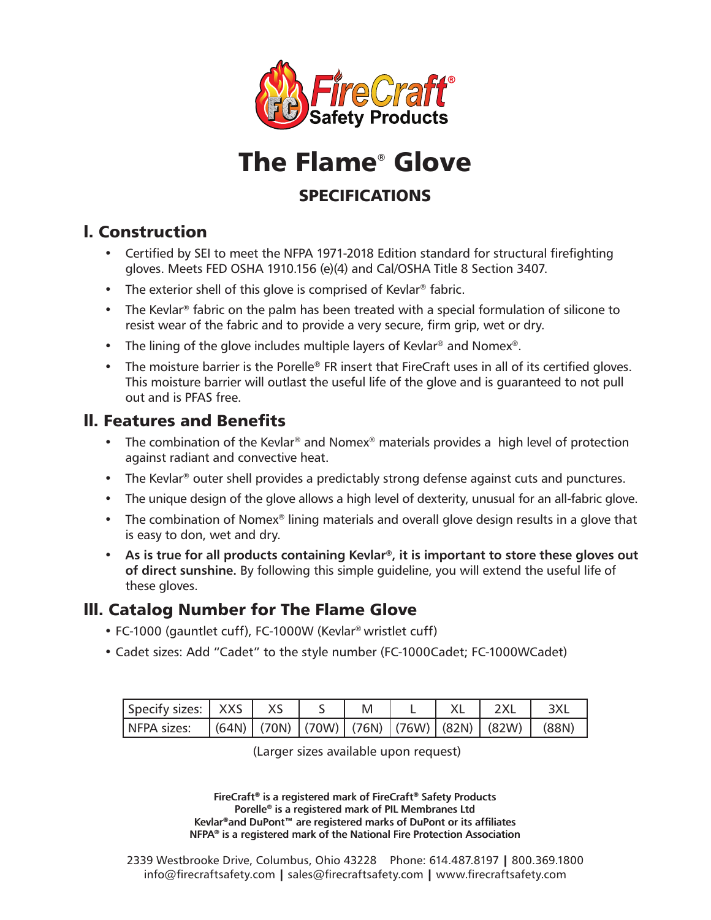FireCraft® Safety Products

# The Flame® Glove

## SPECIFICATIONS

### I. Construction

- Certified by SEI to meet the NFPA 1971-2018 Edition standard for structural firefighting gloves. Meets FED OSHA 1910.156 (e)(4) and Cal/OSHA Title 8 Section 3407.
- The exterior shell of this glove is comprised of Kevlar® fabric.
- The Kevlar® fabric on the palm has been treated with a special formulation of silicone to resist wear of the fabric and to provide a very secure, firm grip, wet or dry.
- The lining of the glove includes multiple layers of Kevlar® and Nomex®.
- The moisture barrier is the Porelle® FR insert that FireCraft uses in all of its certified gloves. This moisture barrier will outlast the useful life of the glove and is guaranteed to not pull out and is PFAS free.

### II. Features and Benefits

- The combination of the Kevlar® and Nomex® materials provides a high level of protection against radiant and convective heat.
- The Kevlar® outer shell provides a predictably strong defense against cuts and punctures.
- The unique design of the glove allows a high level of dexterity, unusual for an all-fabric glove.
- The combination of Nomex® lining materials and overall glove design results in a glove that is easy to don, wet and dry.
- **As is true for all products containing Kevlar®, it is important to store these gloves out of direct sunshine.** By following this simple guideline, you will extend the useful life of these gloves.

### III. Catalog Number for The Flame Glove

- FC-1000 (gauntlet cuff), FC-1000W (Kevlar® wristlet cuff)
- Cadet sizes: Add "Cadet" to the style number (FC-1000Cadet; FC-1000WCadet)

| | | | | | | | | |
|---|---|---|---|---|---|---|---|---|
| Specify sizes: | XXS | XS | S | M | L | XL | 2XL | 3XL |
| NFPA sizes: | (64N) | (70N) | (70W) | (76N) | (76W) | (82N) | (82W) | (88N) |

(Larger sizes available upon request)

**FireCraft® is a registered mark of FireCraft® Safety Products**
**Porelle® is a registered mark of PIL Membranes Ltd**
**Kevlar® and DuPont™ are registered marks of DuPont or its affiliates**
**NFPA® is a registered mark of the National Fire Protection Association**

2339 Westbrooke Drive, Columbus, Ohio 43228 Phone: 614.487.8197 | 800.369.1800
info@firecraftsafety.com | sales@firecraftsafety.com | www.firecraftsafety.com